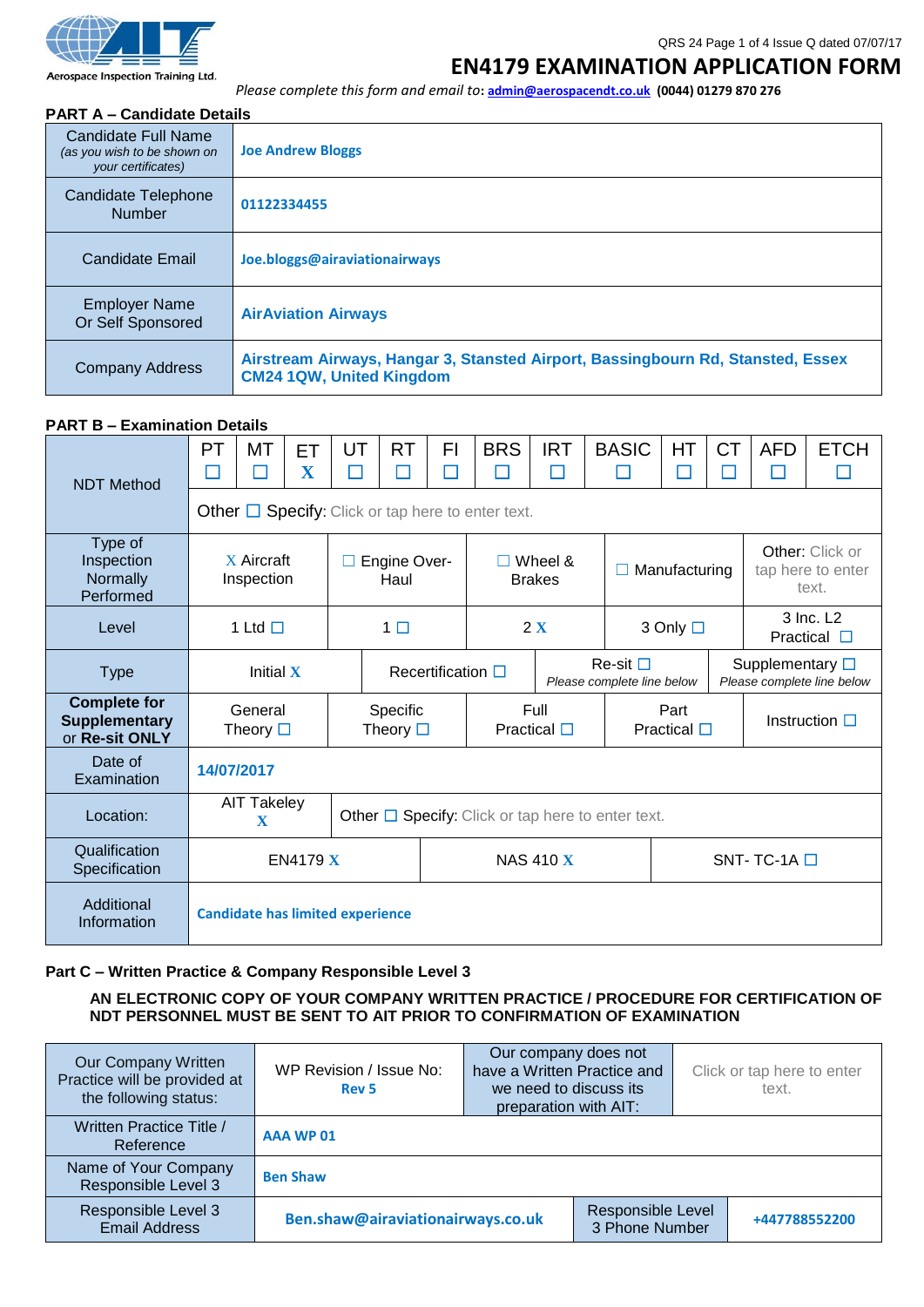Aerospace Inspection Training Ltd.

# EN4179 EXAMINATION APPLICATION FORM

*Please complete this form and email to*: admin@aerospacendt.co.uk **(0044) 01279 870 276**

## PART A – Candidate Details

| | |
|---|---|
| Candidate Full Name *(as you wish to be shown on your certificates)* | **Joe Andrew Bloggs** |
| Candidate Telephone Number | **01122334455** |
| Candidate Email | **Joe.bloggs@airaviationairways** |
| Employer Name Or Self Sponsored | **AirAviation Airways** |
| Company Address | **Airstream Airways, Hangar 3, Stansted Airport, Bassingbourn Rd, Stansted, Essex CM24 1QW, United Kingdom** |

## PART B – Examination Details

| NDT Method | PT ☐ | MT ☐ | ET X | UT ☐ | RT ☐ | FI ☐ | BRS ☐ | IRT ☐ | BASIC ☐ | HT ☐ | CT ☐ | AFD ☐ | ETCH ☐ |
|---|---|---|---|---|---|---|---|---|---|---|---|---|---|
| | Other ☐ Specify: Click or tap here to enter text. | | | | | | | | | | | | |

| | | | | | |
|---|---|---|---|---|---|
| Type of Inspection Normally Performed | X Aircraft Inspection | ☐ Engine Over-Haul | ☐ Wheel & Brakes | ☐ Manufacturing | Other: Click or tap here to enter text. |
| Level | 1 Ltd ☐ | 1 ☐ | 2 X | 3 Only ☐ | 3 Inc. L2 Practical ☐ |
| Type | Initial X | Recertification ☐ | Re-sit ☐ *Please complete line below* | Supplementary ☐ *Please complete line below* | |
| **Complete for Supplementary** or **Re-sit ONLY** | General Theory ☐ | Specific Theory ☐ | Full Practical ☐ | Part Practical ☐ | Instruction ☐ |
| Date of Examination | **14/07/2017** | | | | |
| Location: | AIT Takeley X | Other ☐ Specify: Click or tap here to enter text. | | | |
| Qualification Specification | EN4179 X | NAS 410 X | SNT- TC-1A ☐ | | |
| Additional Information | **Candidate has limited experience** | | | | |

## Part C – Written Practice & Company Responsible Level 3

**AN ELECTRONIC COPY OF YOUR COMPANY WRITTEN PRACTICE / PROCEDURE FOR CERTIFICATION OF NDT PERSONNEL MUST BE SENT TO AIT PRIOR TO CONFIRMATION OF EXAMINATION**

| | | | |
|---|---|---|---|
| Our Company Written Practice will be provided at the following status: | WP Revision / Issue No: **Rev 5** | Our company does not have a Written Practice and we need to discuss its preparation with AIT: | Click or tap here to enter text. |
| Written Practice Title / Reference | **AAA WP 01** | | |
| Name of Your Company Responsible Level 3 | **Ben Shaw** | | |
| Responsible Level 3 Email Address | **Ben.shaw@airaviationairways.co.uk** | Responsible Level 3 Phone Number | **+447788552200** |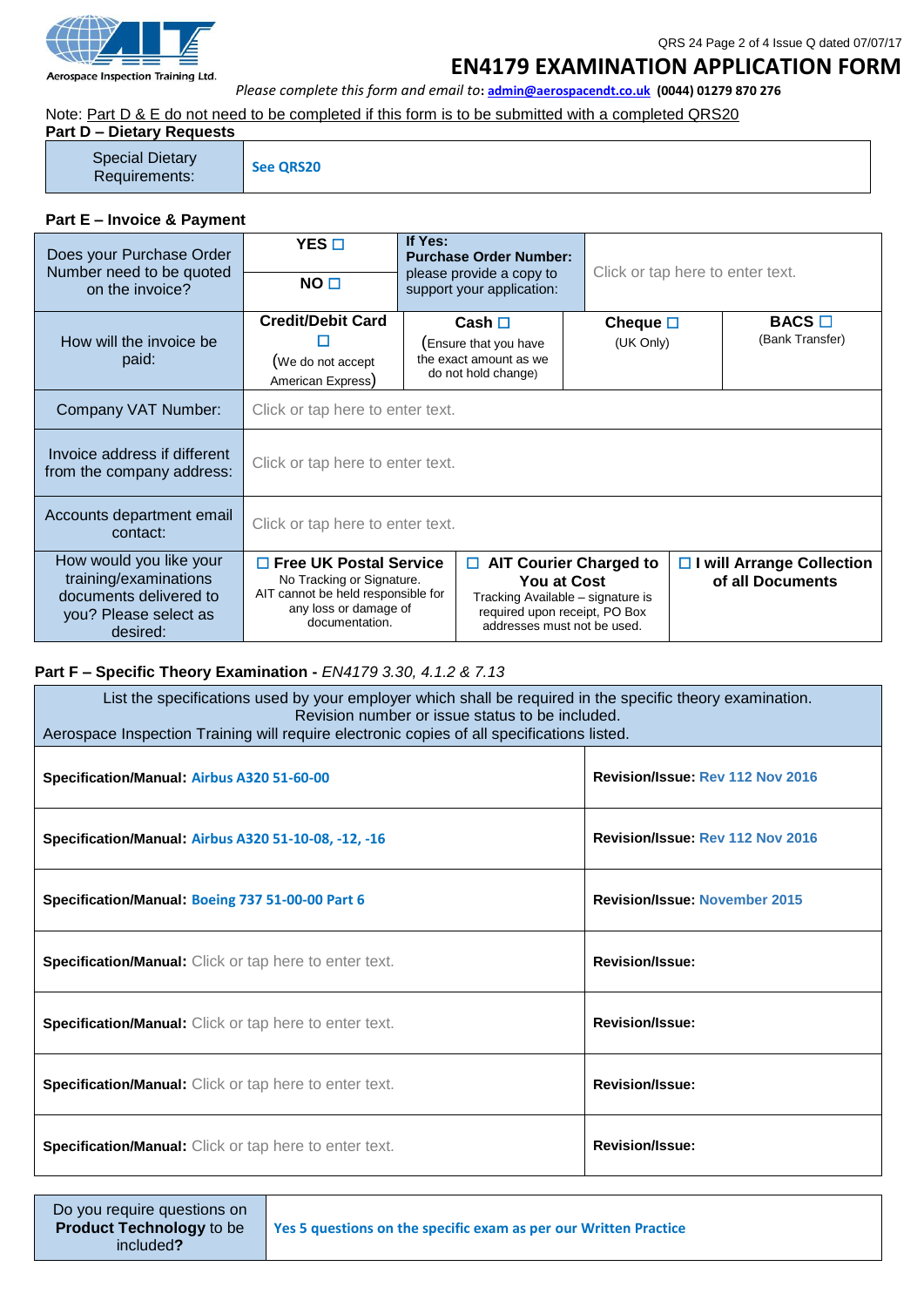# EN4179 EXAMINATION APPLICATION FORM

*Please complete this form and email to*: **admin@aerospacendt.co.uk** **(0044) 01279 870 276**

Note: Part D & E do not need to be completed if this form is to be submitted with a completed QRS20

**Part D – Dietary Requests**

| Special Dietary Requirements: | **See QRS20** |
|---|---|

**Part E – Invoice & Payment**

| Does your Purchase Order Number need to be quoted on the invoice? | **YES** ☐ / **NO** ☐ | **If Yes: Purchase Order Number:** please provide a copy to support your application: | Click or tap here to enter text. | |
|---|---|---|---|---|
| How will the invoice be paid: | **Credit/Debit Card** ☐ (We do not accept American Express) | **Cash** ☐ (Ensure that you have the exact amount as we do not hold change) | **Cheque** ☐ (UK Only) | **BACS** ☐ (Bank Transfer) |
| Company VAT Number: | Click or tap here to enter text. | | | |
| Invoice address if different from the company address: | Click or tap here to enter text. | | | |
| Accounts department email contact: | Click or tap here to enter text. | | | |
| How would you like your training/examinations documents delivered to you? Please select as desired: | ☐ **Free UK Postal Service** No Tracking or Signature. AIT cannot be held responsible for any loss or damage of documentation. | ☐ **AIT Courier Charged to You at Cost** Tracking Available – signature is required upon receipt, PO Box addresses must not be used. | ☐ **I will Arrange Collection of all Documents** | |

**Part F – Specific Theory Examination -** *EN4179 3.30, 4.1.2 & 7.13*

List the specifications used by your employer which shall be required in the specific theory examination. Revision number or issue status to be included.
Aerospace Inspection Training will require electronic copies of all specifications listed.

| Specification/Manual | Revision/Issue |
|---|---|
| **Specification/Manual:** Airbus A320 51-60-00 | **Revision/Issue:** Rev 112 Nov 2016 |
| **Specification/Manual:** Airbus A320 51-10-08, -12, -16 | **Revision/Issue:** Rev 112 Nov 2016 |
| **Specification/Manual:** Boeing 737 51-00-00 Part 6 | **Revision/Issue:** November 2015 |
| **Specification/Manual:** Click or tap here to enter text. | **Revision/Issue:** |
| **Specification/Manual:** Click or tap here to enter text. | **Revision/Issue:** |
| **Specification/Manual:** Click or tap here to enter text. | **Revision/Issue:** |
| **Specification/Manual:** Click or tap here to enter text. | **Revision/Issue:** |

| Do you require questions on **Product Technology** to be included**?** | **Yes 5 questions on the specific exam as per our Written Practice** |
|---|---|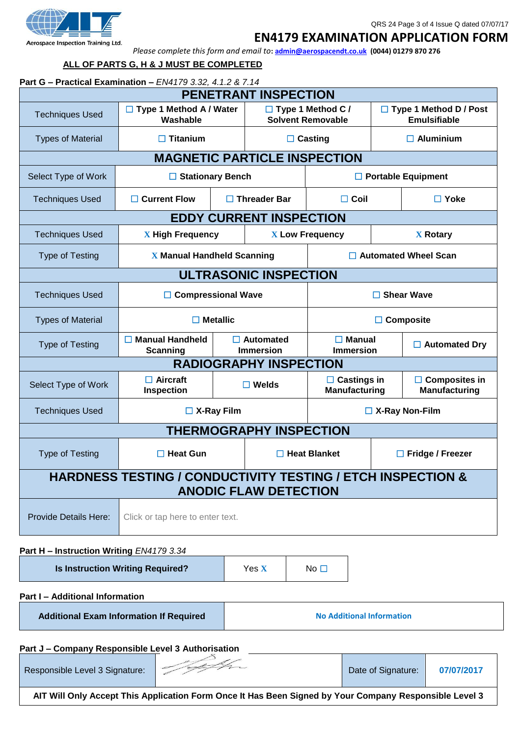# EN4179 EXAMINATION APPLICATION FORM

*Please complete this form and email to*: **admin@aerospacendt.co.uk** **(0044) 01279 870 276**

**ALL OF PARTS G, H & J MUST BE COMPLETED**

**Part G – Practical Examination –** *EN4179 3.32, 4.1.2 & 7.14*

| **PENETRANT INSPECTION** | | | |
|---|---|---|---|
| Techniques Used | ☐ **Type 1 Method A / Water Washable** | ☐ **Type 1 Method C / Solvent Removable** | ☐ **Type 1 Method D / Post Emulsifiable** |
| Types of Material | ☐ **Titanium** | ☐ **Casting** | ☐ **Aluminium** |

| **MAGNETIC PARTICLE INSPECTION** | | | | |
|---|---|---|---|---|
| Select Type of Work | ☐ **Stationary Bench** | | ☐ **Portable Equipment** | |
| Techniques Used | ☐ **Current Flow** | ☐ **Threader Bar** | ☐ **Coil** | ☐ **Yoke** |

| **EDDY CURRENT INSPECTION** | | | |
|---|---|---|---|
| Techniques Used | X **High Frequency** | X **Low Frequency** | X **Rotary** |
| Type of Testing | X **Manual Handheld Scanning** | | ☐ **Automated Wheel Scan** |

| **ULTRASONIC INSPECTION** | | | | |
|---|---|---|---|---|
| Techniques Used | ☐ **Compressional Wave** | | ☐ **Shear Wave** | |
| Types of Material | ☐ **Metallic** | | ☐ **Composite** | |
| Type of Testing | ☐ **Manual Handheld Scanning** | ☐ **Automated Immersion** | ☐ **Manual Immersion** | ☐ **Automated Dry** |

| **RADIOGRAPHY INSPECTION** | | | | |
|---|---|---|---|---|
| Select Type of Work | ☐ **Aircraft Inspection** | ☐ **Welds** | ☐ **Castings in Manufacturing** | ☐ **Composites in Manufacturing** |
| Techniques Used | ☐ **X-Ray Film** | | ☐ **X-Ray Non-Film** | |

| **THERMOGRAPHY INSPECTION** | | | |
|---|---|---|---|
| Type of Testing | ☐ **Heat Gun** | ☐ **Heat Blanket** | ☐ **Fridge / Freezer** |

| **HARDNESS TESTING / CONDUCTIVITY TESTING / ETCH INSPECTION & ANODIC FLAW DETECTION** | |
|---|---|
| Provide Details Here: | Click or tap here to enter text. |

**Part H – Instruction Writing** *EN4179 3.34*

| **Is Instruction Writing Required?** | Yes X | No ☐ |
|---|---|---|

**Part I – Additional Information**

| **Additional Exam Information If Required** | **No Additional Information** |
|---|---|

**Part J – Company Responsible Level 3 Authorisation**

| Responsible Level 3 Signature: | [signature] | Date of Signature: | **07/07/2017** |
|---|---|---|---|
| **AIT Will Only Accept This Application Form Once It Has Been Signed by Your Company Responsible Level 3** | | | |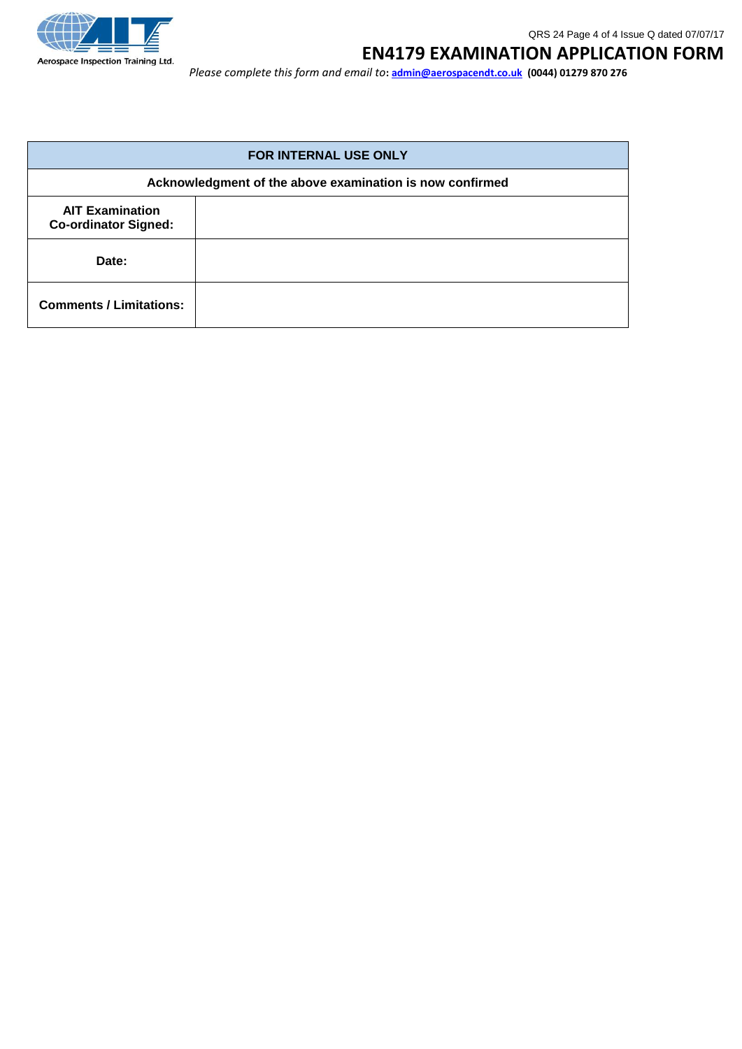| FOR INTERNAL USE ONLY | |
|---|---|
| **Acknowledgment of the above examination is now confirmed** | |
| **AIT Examination Co-ordinator Signed:** | |
| **Date:** | |
| **Comments / Limitations:** | |